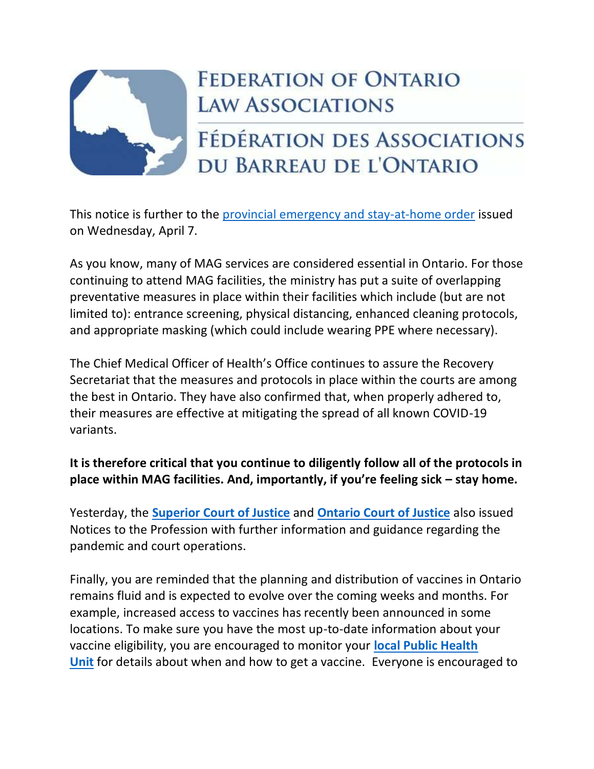# FEDERATION OF ONTARIO LAW ASSOCIATIONS

# FÉDÉRATION DES ASSOCIATIONS DU BARREAU DE L'ONTARIO

This notice is further to the provincial emergency and stay-at-home order issued on Wednesday, April 7.

As you know, many of MAG services are considered essential in Ontario. For those continuing to attend MAG facilities, the ministry has put a suite of overlapping preventative measures in place within their facilities which include (but are not limited to): entrance screening, physical distancing, enhanced cleaning protocols, and appropriate masking (which could include wearing PPE where necessary).

The Chief Medical Officer of Health's Office continues to assure the Recovery Secretariat that the measures and protocols in place within the courts are among the best in Ontario. They have also confirmed that, when properly adhered to, their measures are effective at mitigating the spread of all known COVID-19 variants.

**It is therefore critical that you continue to diligently follow all of the protocols in place within MAG facilities. And, importantly, if you're feeling sick – stay home.**

Yesterday, the **Superior Court of Justice** and **Ontario Court of Justice** also issued Notices to the Profession with further information and guidance regarding the pandemic and court operations.

Finally, you are reminded that the planning and distribution of vaccines in Ontario remains fluid and is expected to evolve over the coming weeks and months. For example, increased access to vaccines has recently been announced in some locations. To make sure you have the most up-to-date information about your vaccine eligibility, you are encouraged to monitor your **local Public Health Unit** for details about when and how to get a vaccine. Everyone is encouraged to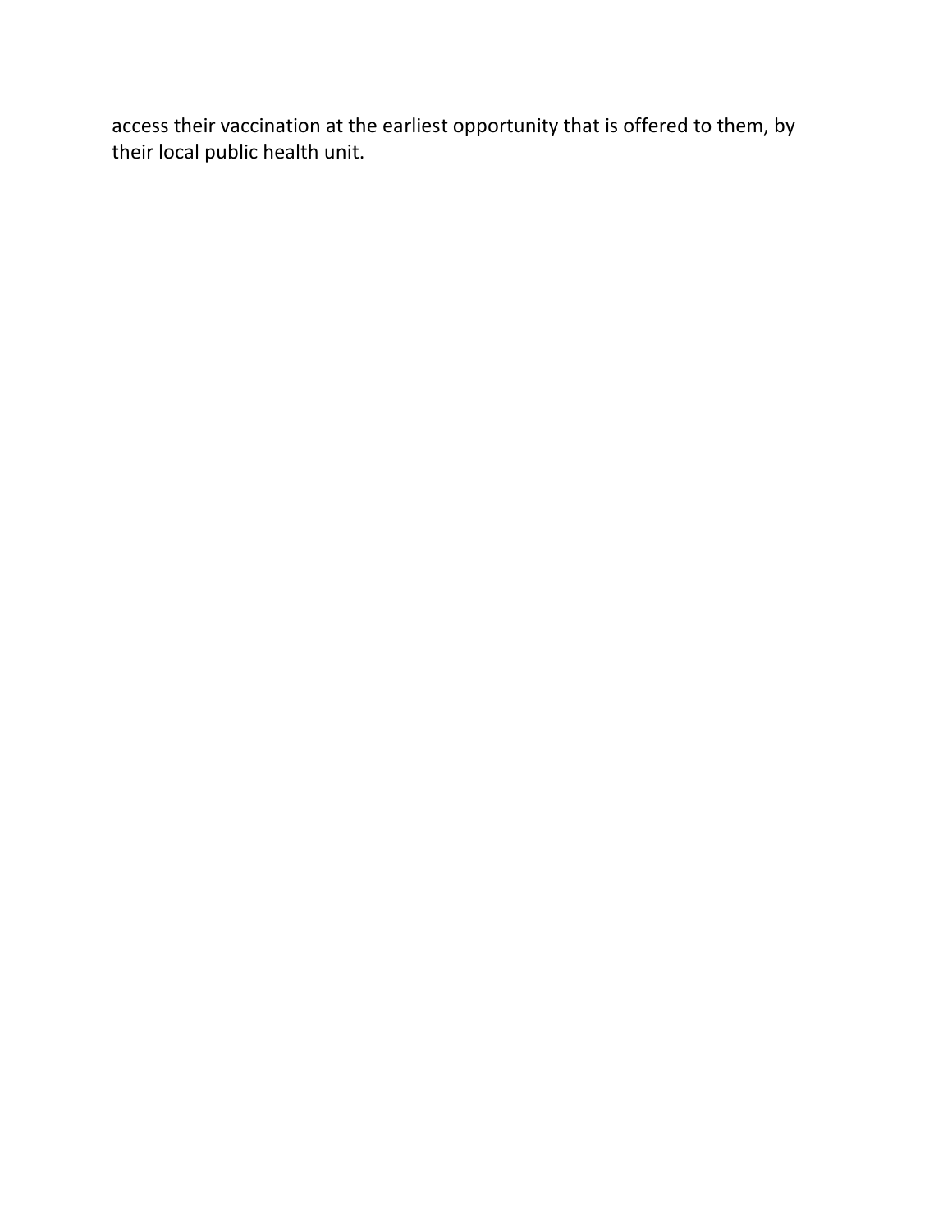access their vaccination at the earliest opportunity that is offered to them, by their local public health unit.